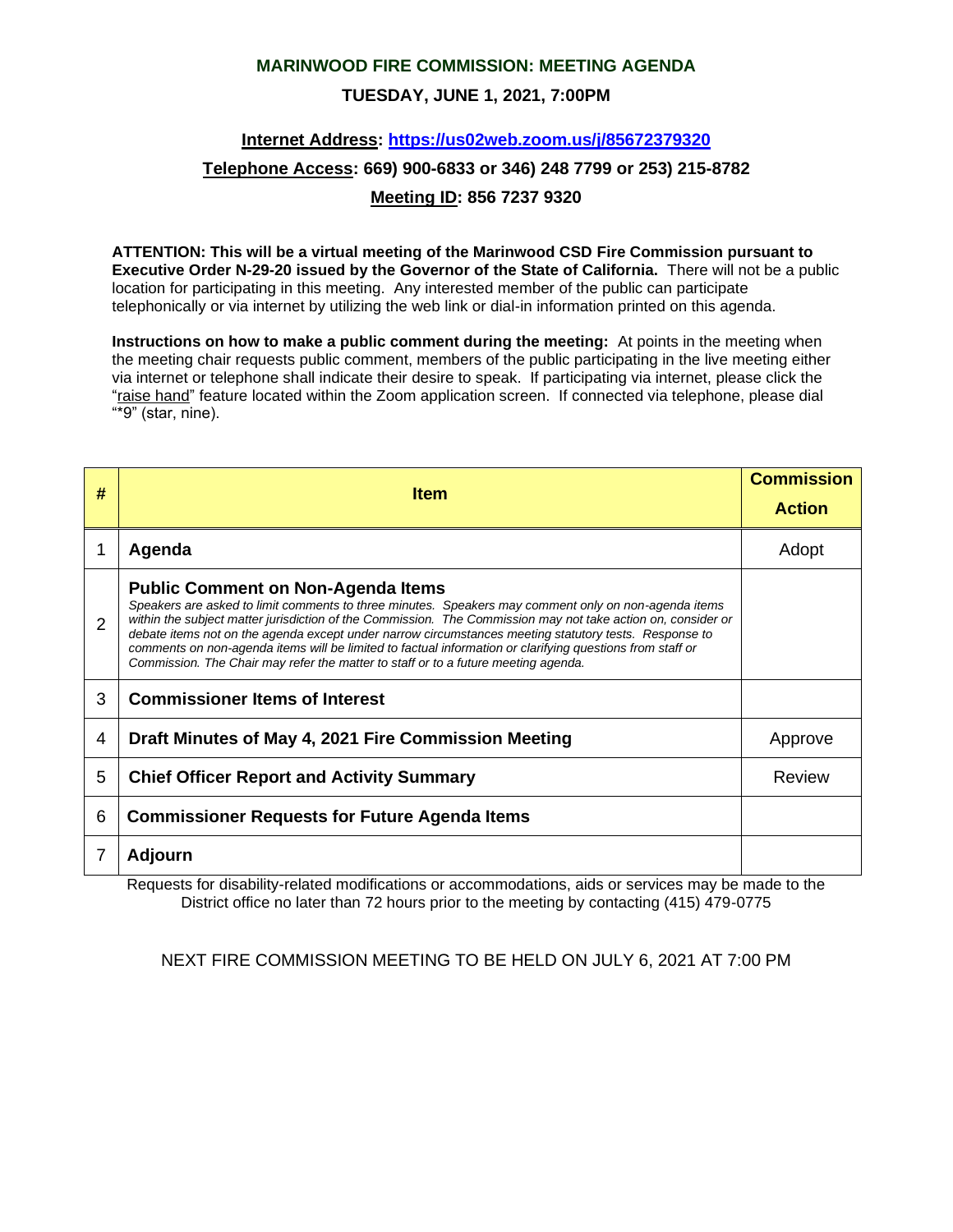# MARINWOOD FIRE COMMISSION: MEETING AGENDA

## TUESDAY, JUNE 1, 2021, 7:00PM

**Internet Address: [https://us02web.zoom.us/j/85672379320](https://us02web.zoom.us/j/85672379320)**

**Telephone Access: 669) 900-6833 or 346) 248 7799 or 253) 215-8782**

**Meeting ID: 856 7237 9320**

**ATTENTION: This will be a virtual meeting of the Marinwood CSD Fire Commission pursuant to Executive Order N-29-20 issued by the Governor of the State of California.** There will not be a public location for participating in this meeting. Any interested member of the public can participate telephonically or via internet by utilizing the web link or dial-in information printed on this agenda.

**Instructions on how to make a public comment during the meeting:** At points in the meeting when the meeting chair requests public comment, members of the public participating in the live meeting either via internet or telephone shall indicate their desire to speak. If participating via internet, please click the "raise hand" feature located within the Zoom application screen. If connected via telephone, please dial "*9" (star, nine).

| # | Item | Commission Action |
|---|---|---|
| 1 | **Agenda** | Adopt |
| 2 | **Public Comment on Non-Agenda Items** *Speakers are asked to limit comments to three minutes. Speakers may comment only on non-agenda items within the subject matter jurisdiction of the Commission. The Commission may not take action on, consider or debate items not on the agenda except under narrow circumstances meeting statutory tests. Response to comments on non-agenda items will be limited to factual information or clarifying questions from staff or Commission. The Chair may refer the matter to staff or to a future meeting agenda.* | |
| 3 | **Commissioner Items of Interest** | |
| 4 | **Draft Minutes of May 4, 2021 Fire Commission Meeting** | Approve |
| 5 | **Chief Officer Report and Activity Summary** | Review |
| 6 | **Commissioner Requests for Future Agenda Items** | |
| 7 | **Adjourn** | |

Requests for disability-related modifications or accommodations, aids or services may be made to the District office no later than 72 hours prior to the meeting by contacting (415) 479-0775

NEXT FIRE COMMISSION MEETING TO BE HELD ON JULY 6, 2021 AT 7:00 PM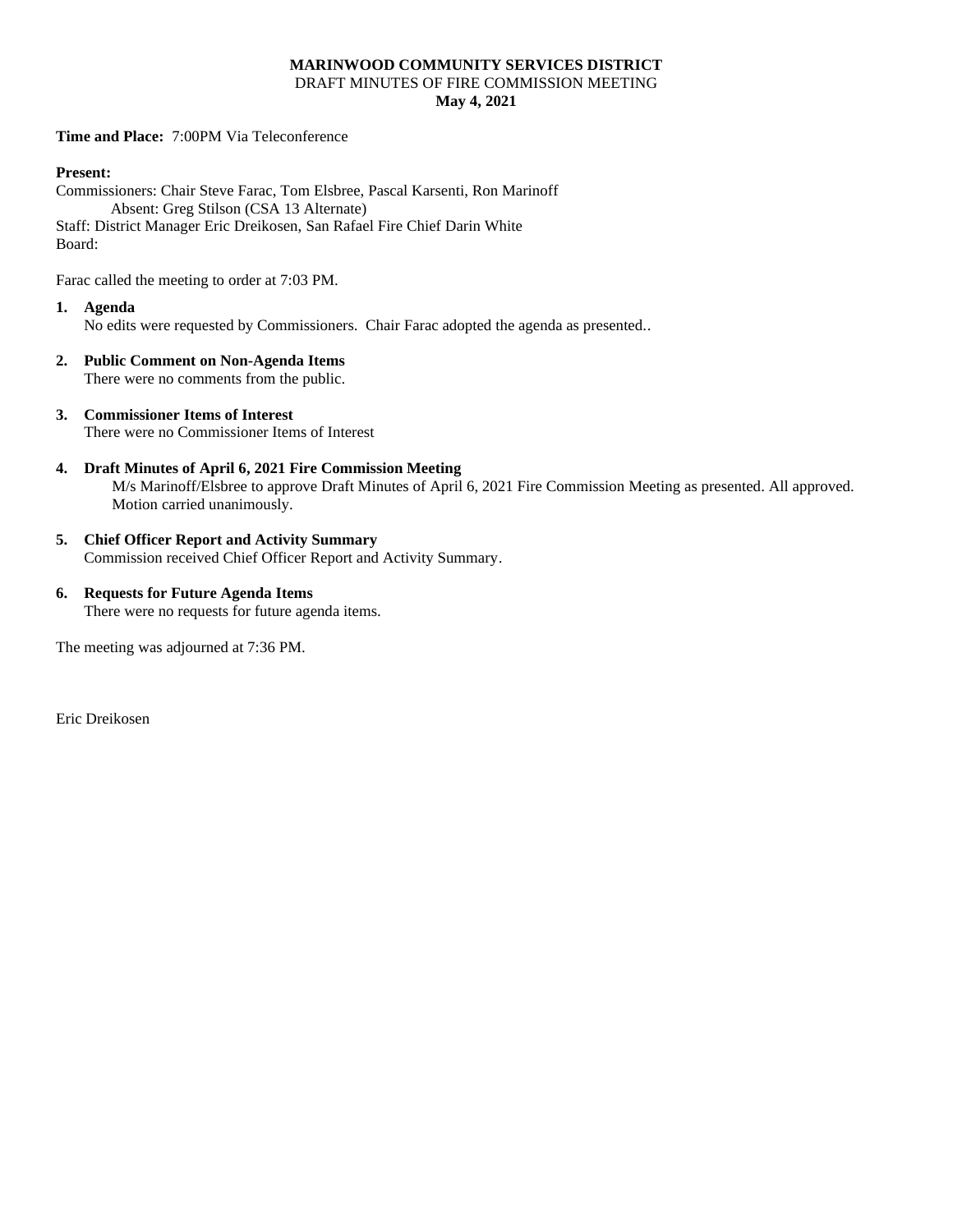**MARINWOOD COMMUNITY SERVICES DISTRICT**
DRAFT MINUTES OF FIRE COMMISSION MEETING
**May 4, 2021**

**Time and Place:** 7:00PM Via Teleconference

**Present:**
Commissioners: Chair Steve Farac, Tom Elsbree, Pascal Karsenti, Ron Marinoff
Absent: Greg Stilson (CSA 13 Alternate)
Staff: District Manager Eric Dreikosen, San Rafael Fire Chief Darin White
Board:

Farac called the meeting to order at 7:03 PM.

1. **Agenda**
   No edits were requested by Commissioners. Chair Farac adopted the agenda as presented..

2. **Public Comment on Non-Agenda Items**
   There were no comments from the public.

3. **Commissioner Items of Interest**
   There were no Commissioner Items of Interest

4. **Draft Minutes of April 6, 2021 Fire Commission Meeting**
   M/s Marinoff/Elsbree to approve Draft Minutes of April 6, 2021 Fire Commission Meeting as presented. All approved. Motion carried unanimously.

5. **Chief Officer Report and Activity Summary**
   Commission received Chief Officer Report and Activity Summary.

6. **Requests for Future Agenda Items**
   There were no requests for future agenda items.

The meeting was adjourned at 7:36 PM.

Eric Dreikosen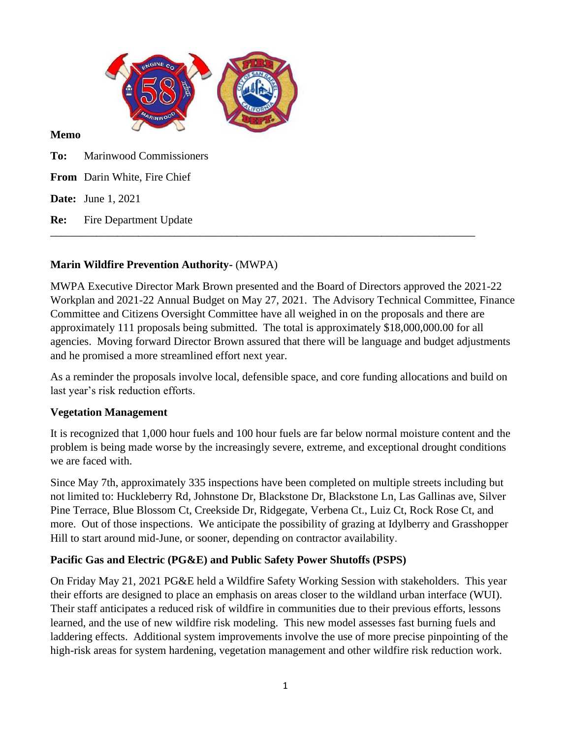**Memo**

**To:** Marinwood Commissioners

**From** Darin White, Fire Chief

**Date:** June 1, 2021

**Re:** Fire Department Update

---

**Marin Wildfire Prevention Authority-** (MWPA)

MWPA Executive Director Mark Brown presented and the Board of Directors approved the 2021-22 Workplan and 2021-22 Annual Budget on May 27, 2021. The Advisory Technical Committee, Finance Committee and Citizens Oversight Committee have all weighed in on the proposals and there are approximately 111 proposals being submitted. The total is approximately $18,000,000.00 for all agencies. Moving forward Director Brown assured that there will be language and budget adjustments and he promised a more streamlined effort next year.

As a reminder the proposals involve local, defensible space, and core funding allocations and build on last year's risk reduction efforts.

**Vegetation Management**

It is recognized that 1,000 hour fuels and 100 hour fuels are far below normal moisture content and the problem is being made worse by the increasingly severe, extreme, and exceptional drought conditions we are faced with.

Since May 7th, approximately 335 inspections have been completed on multiple streets including but not limited to: Huckleberry Rd, Johnstone Dr, Blackstone Dr, Blackstone Ln, Las Gallinas ave, Silver Pine Terrace, Blue Blossom Ct, Creekside Dr, Ridgegate, Verbena Ct., Luiz Ct, Rock Rose Ct, and more. Out of those inspections. We anticipate the possibility of grazing at Idylberry and Grasshopper Hill to start around mid-June, or sooner, depending on contractor availability.

**Pacific Gas and Electric (PG&E) and Public Safety Power Shutoffs (PSPS)**

On Friday May 21, 2021 PG&E held a Wildfire Safety Working Session with stakeholders. This year their efforts are designed to place an emphasis on areas closer to the wildland urban interface (WUI). Their staff anticipates a reduced risk of wildfire in communities due to their previous efforts, lessons learned, and the use of new wildfire risk modeling. This new model assesses fast burning fuels and laddering effects. Additional system improvements involve the use of more precise pinpointing of the high-risk areas for system hardening, vegetation management and other wildfire risk reduction work.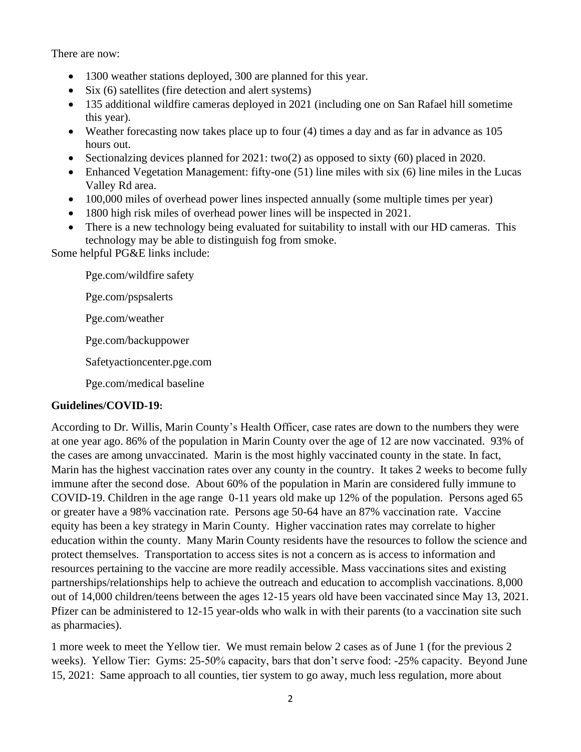There are now:

- 1300 weather stations deployed, 300 are planned for this year.
- Six (6) satellites (fire detection and alert systems)
- 135 additional wildfire cameras deployed in 2021 (including one on San Rafael hill sometime this year).
- Weather forecasting now takes place up to four (4) times a day and as far in advance as 105 hours out.
- Sectionalzing devices planned for 2021: two(2) as opposed to sixty (60) placed in 2020.
- Enhanced Vegetation Management: fifty-one (51) line miles with six (6) line miles in the Lucas Valley Rd area.
- 100,000 miles of overhead power lines inspected annually (some multiple times per year)
- 1800 high risk miles of overhead power lines will be inspected in 2021.
- There is a new technology being evaluated for suitability to install with our HD cameras. This technology may be able to distinguish fog from smoke.

Some helpful PG&E links include:

Pge.com/wildfire safety

Pge.com/pspsalerts

Pge.com/weather

Pge.com/backuppower

Safetyactioncenter.pge.com

Pge.com/medical baseline

**Guidelines/COVID-19:**

According to Dr. Willis, Marin County's Health Officer, case rates are down to the numbers they were at one year ago. 86% of the population in Marin County over the age of 12 are now vaccinated. 93% of the cases are among unvaccinated. Marin is the most highly vaccinated county in the state. In fact, Marin has the highest vaccination rates over any county in the country. It takes 2 weeks to become fully immune after the second dose. About 60% of the population in Marin are considered fully immune to COVID-19. Children in the age range 0-11 years old make up 12% of the population. Persons aged 65 or greater have a 98% vaccination rate. Persons age 50-64 have an 87% vaccination rate. Vaccine equity has been a key strategy in Marin County. Higher vaccination rates may correlate to higher education within the county. Many Marin County residents have the resources to follow the science and protect themselves. Transportation to access sites is not a concern as is access to information and resources pertaining to the vaccine are more readily accessible. Mass vaccinations sites and existing partnerships/relationships help to achieve the outreach and education to accomplish vaccinations. 8,000 out of 14,000 children/teens between the ages 12-15 years old have been vaccinated since May 13, 2021. Pfizer can be administered to 12-15 year-olds who walk in with their parents (to a vaccination site such as pharmacies).

1 more week to meet the Yellow tier. We must remain below 2 cases as of June 1 (for the previous 2 weeks). Yellow Tier: Gyms: 25-50% capacity, bars that don't serve food: -25% capacity. Beyond June 15, 2021: Same approach to all counties, tier system to go away, much less regulation, more about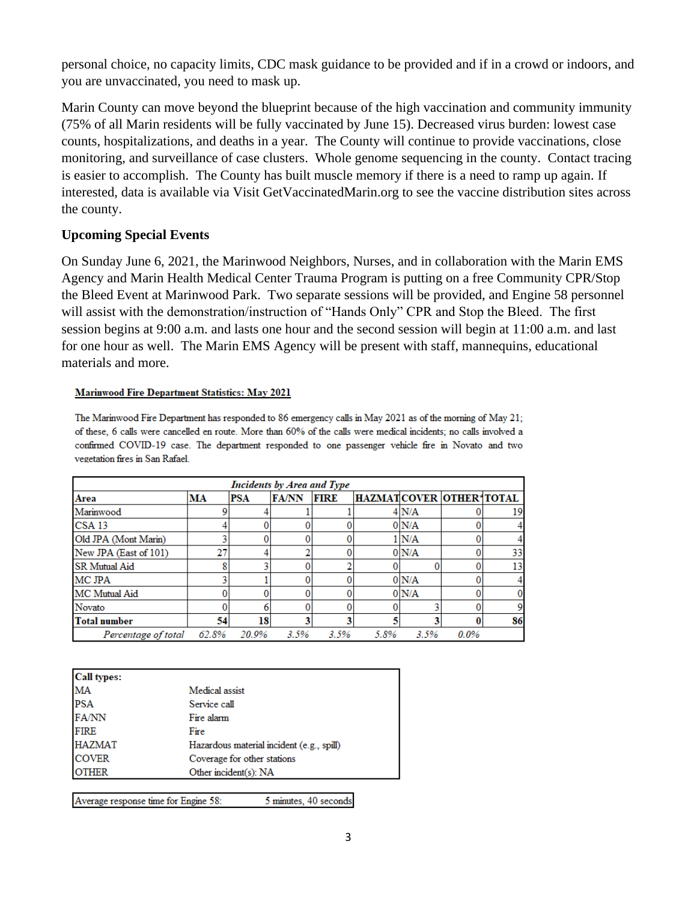personal choice, no capacity limits, CDC mask guidance to be provided and if in a crowd or indoors, and you are unvaccinated, you need to mask up.

Marin County can move beyond the blueprint because of the high vaccination and community immunity (75% of all Marin residents will be fully vaccinated by June 15). Decreased virus burden: lowest case counts, hospitalizations, and deaths in a year. The County will continue to provide vaccinations, close monitoring, and surveillance of case clusters. Whole genome sequencing in the county. Contact tracing is easier to accomplish. The County has built muscle memory if there is a need to ramp up again. If interested, data is available via Visit GetVaccinatedMarin.org to see the vaccine distribution sites across the county.

### Upcoming Special Events

On Sunday June 6, 2021, the Marinwood Neighbors, Nurses, and in collaboration with the Marin EMS Agency and Marin Health Medical Center Trauma Program is putting on a free Community CPR/Stop the Bleed Event at Marinwood Park. Two separate sessions will be provided, and Engine 58 personnel will assist with the demonstration/instruction of "Hands Only" CPR and Stop the Bleed. The first session begins at 9:00 a.m. and lasts one hour and the second session will begin at 11:00 a.m. and last for one hour as well. The Marin EMS Agency will be present with staff, mannequins, educational materials and more.

**Marinwood Fire Department Statistics: May 2021**

The Marinwood Fire Department has responded to 86 emergency calls in May 2021 as of the morning of May 21; of these, 6 calls were cancelled en route. More than 60% of the calls were medical incidents; no calls involved a confirmed COVID-19 case. The department responded to one passenger vehicle fire in Novato and two vegetation fires in San Rafael.

***Incidents by Area and Type***

| Area | MA | PSA | FA/NN | FIRE | HAZMAT | COVER | OTHER* | TOTAL |
|---|---|---|---|---|---|---|---|---|
| Marinwood | 9 | 4 | 1 | 1 | 4 | N/A | 0 | 19 |
| CSA 13 | 4 | 0 | 0 | 0 | 0 | N/A | 0 | 4 |
| Old JPA (Mont Marin) | 3 | 0 | 0 | 0 | 1 | N/A | 0 | 4 |
| New JPA (East of 101) | 27 | 4 | 2 | 0 | 0 | N/A | 0 | 33 |
| SR Mutual Aid | 8 | 3 | 0 | 2 | 0 | 0 | 0 | 13 |
| MC JPA | 3 | 1 | 0 | 0 | 0 | N/A | 0 | 4 |
| MC Mutual Aid | 0 | 0 | 0 | 0 | 0 | N/A | 0 | 0 |
| Novato | 0 | 6 | 0 | 0 | 0 | 3 | 0 | 9 |
| **Total number** | **54** | **18** | **3** | **3** | **5** | **3** | **0** | **86** |
| *Percentage of total* | *62.8%* | *20.9%* | *3.5%* | *3.5%* | *5.8%* | *3.5%* | *0.0%* | |

| **Call types:** | |
|---|---|
| MA | Medical assist |
| PSA | Service call |
| FA/NN | Fire alarm |
| FIRE | Fire |
| HAZMAT | Hazardous material incident (e.g., spill) |
| COVER | Coverage for other stations |
| OTHER | Other incident(s): NA |

| Average response time for Engine 58: | 5 minutes, 40 seconds |
|---|---|